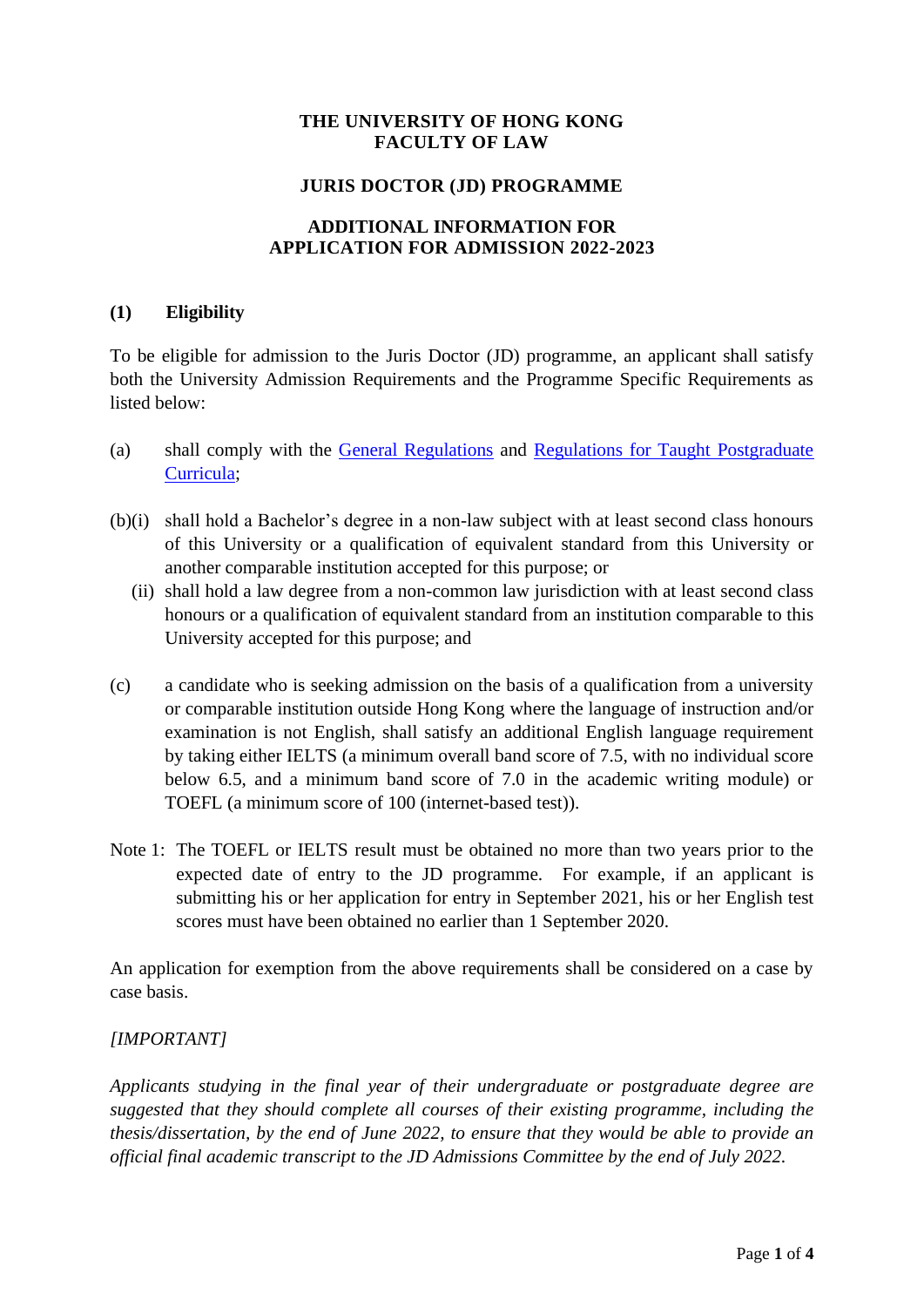# THE UNIVERSITY OF HONG KONG
# FACULTY OF LAW

## JURIS DOCTOR (JD) PROGRAMME

## ADDITIONAL INFORMATION FOR APPLICATION FOR ADMISSION 2022-2023

### (1) Eligibility

To be eligible for admission to the Juris Doctor (JD) programme, an applicant shall satisfy both the University Admission Requirements and the Programme Specific Requirements as listed below:

(a) shall comply with the General Regulations and Regulations for Taught Postgraduate Curricula;

(b)(i) shall hold a Bachelor's degree in a non-law subject with at least second class honours of this University or a qualification of equivalent standard from this University or another comparable institution accepted for this purpose; or

(ii) shall hold a law degree from a non-common law jurisdiction with at least second class honours or a qualification of equivalent standard from an institution comparable to this University accepted for this purpose; and

(c) a candidate who is seeking admission on the basis of a qualification from a university or comparable institution outside Hong Kong where the language of instruction and/or examination is not English, shall satisfy an additional English language requirement by taking either IELTS (a minimum overall band score of 7.5, with no individual score below 6.5, and a minimum band score of 7.0 in the academic writing module) or TOEFL (a minimum score of 100 (internet-based test)).

Note 1: The TOEFL or IELTS result must be obtained no more than two years prior to the expected date of entry to the JD programme. For example, if an applicant is submitting his or her application for entry in September 2021, his or her English test scores must have been obtained no earlier than 1 September 2020.

An application for exemption from the above requirements shall be considered on a case by case basis.

*[IMPORTANT]*

*Applicants studying in the final year of their undergraduate or postgraduate degree are suggested that they should complete all courses of their existing programme, including the thesis/dissertation, by the end of June 2022, to ensure that they would be able to provide an official final academic transcript to the JD Admissions Committee by the end of July 2022.*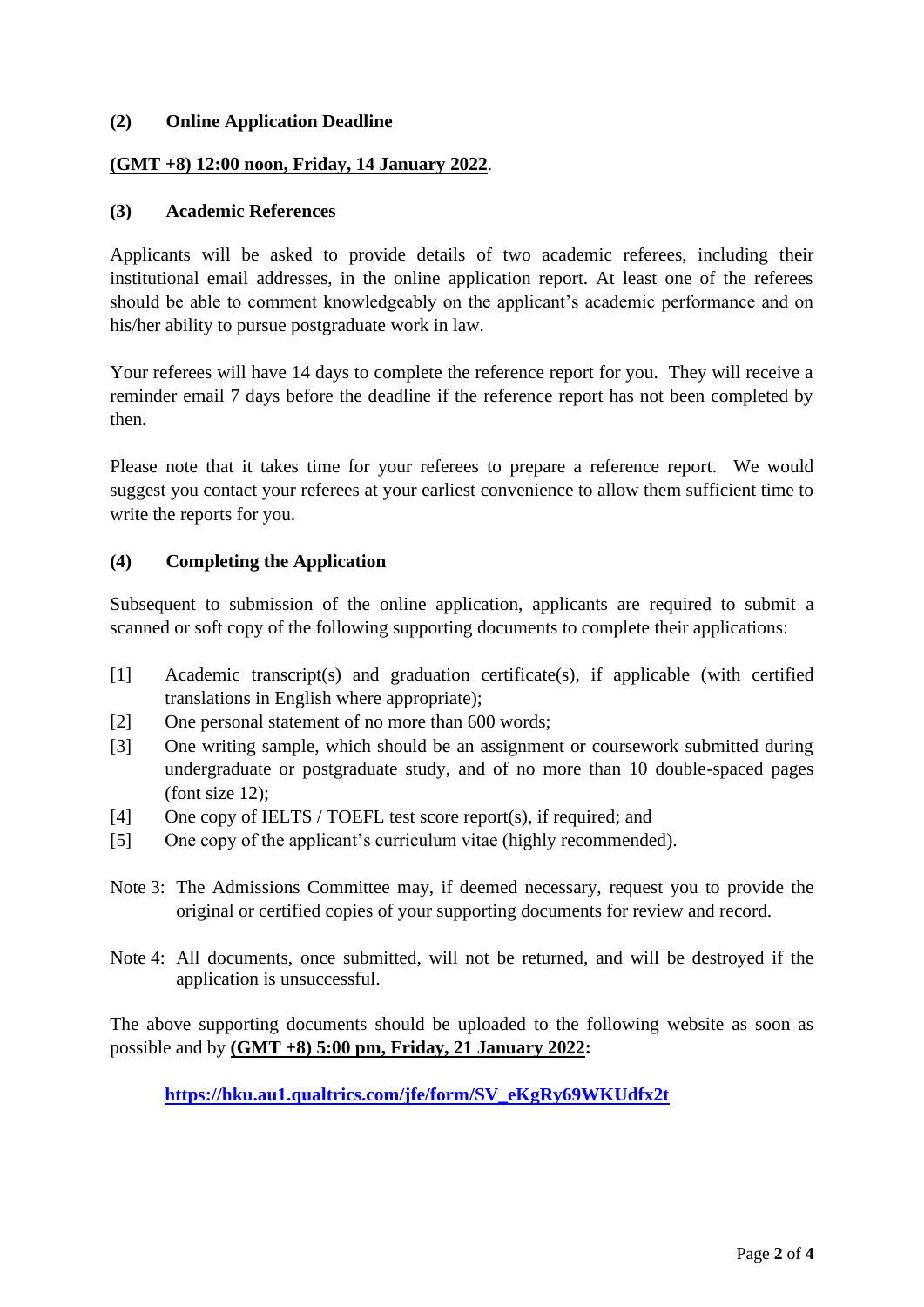## (2) Online Application Deadline

**(GMT +8) 12:00 noon, Friday, 14 January 2022**.

## (3) Academic References

Applicants will be asked to provide details of two academic referees, including their institutional email addresses, in the online application report. At least one of the referees should be able to comment knowledgeably on the applicant's academic performance and on his/her ability to pursue postgraduate work in law.

Your referees will have 14 days to complete the reference report for you. They will receive a reminder email 7 days before the deadline if the reference report has not been completed by then.

Please note that it takes time for your referees to prepare a reference report. We would suggest you contact your referees at your earliest convenience to allow them sufficient time to write the reports for you.

## (4) Completing the Application

Subsequent to submission of the online application, applicants are required to submit a scanned or soft copy of the following supporting documents to complete their applications:

[1] Academic transcript(s) and graduation certificate(s), if applicable (with certified translations in English where appropriate);
[2] One personal statement of no more than 600 words;
[3] One writing sample, which should be an assignment or coursework submitted during undergraduate or postgraduate study, and of no more than 10 double-spaced pages (font size 12);
[4] One copy of IELTS / TOEFL test score report(s), if required; and
[5] One copy of the applicant's curriculum vitae (highly recommended).

Note 3: The Admissions Committee may, if deemed necessary, request you to provide the original or certified copies of your supporting documents for review and record.

Note 4: All documents, once submitted, will not be returned, and will be destroyed if the application is unsuccessful.

The above supporting documents should be uploaded to the following website as soon as possible and by **(GMT +8) 5:00 pm, Friday, 21 January 2022:**

**https://hku.au1.qualtrics.com/jfe/form/SV_eKgRy69WKUdfx2t**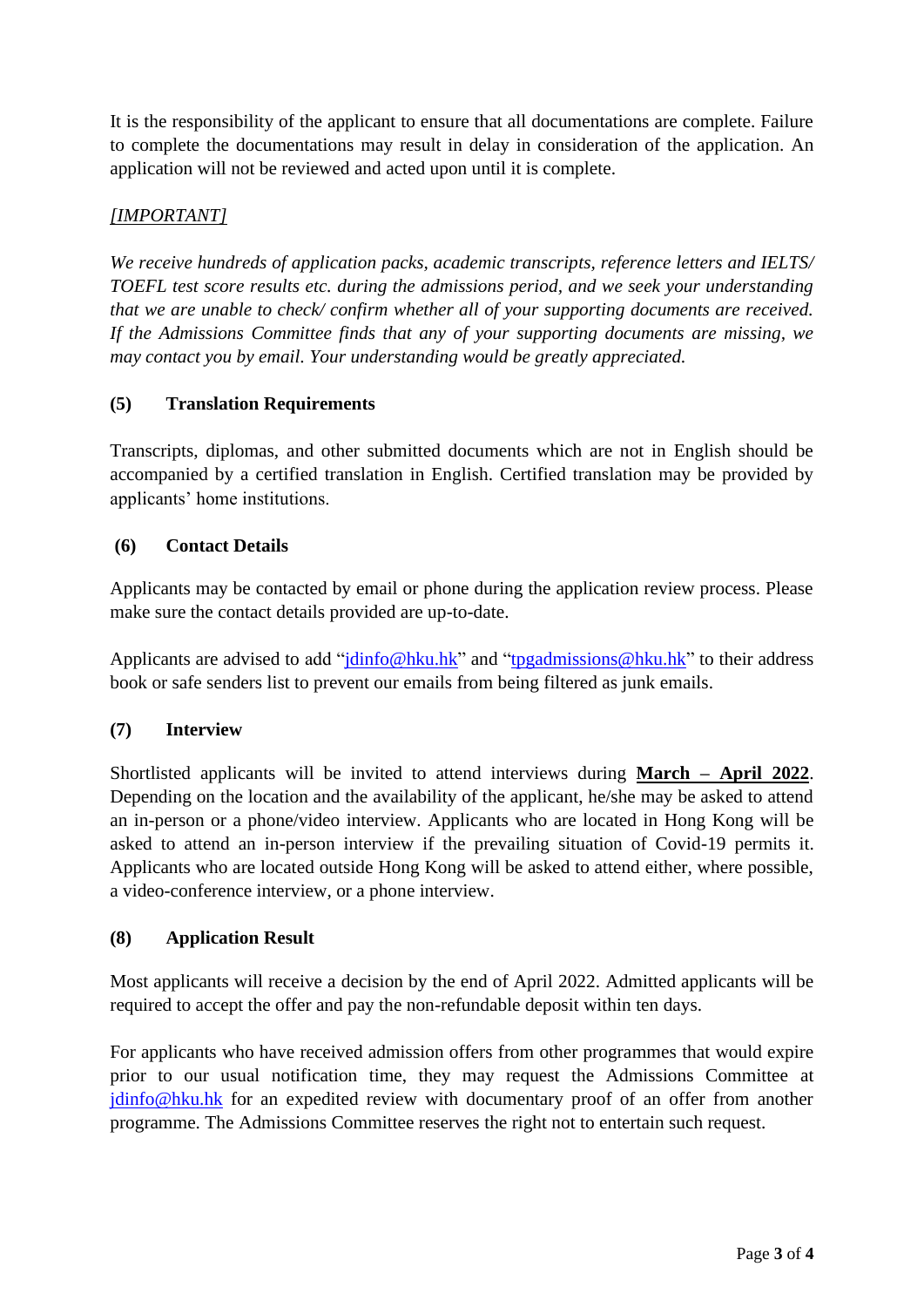It is the responsibility of the applicant to ensure that all documentations are complete. Failure to complete the documentations may result in delay in consideration of the application. An application will not be reviewed and acted upon until it is complete.

*[IMPORTANT]*

*We receive hundreds of application packs, academic transcripts, reference letters and IELTS/ TOEFL test score results etc. during the admissions period, and we seek your understanding that we are unable to check/ confirm whether all of your supporting documents are received. If the Admissions Committee finds that any of your supporting documents are missing, we may contact you by email. Your understanding would be greatly appreciated.*

**(5) Translation Requirements**

Transcripts, diplomas, and other submitted documents which are not in English should be accompanied by a certified translation in English. Certified translation may be provided by applicants' home institutions.

**(6) Contact Details**

Applicants may be contacted by email or phone during the application review process. Please make sure the contact details provided are up-to-date.

Applicants are advised to add "jdinfo@hku.hk" and "tpgadmissions@hku.hk" to their address book or safe senders list to prevent our emails from being filtered as junk emails.

**(7) Interview**

Shortlisted applicants will be invited to attend interviews during **March – April 2022**. Depending on the location and the availability of the applicant, he/she may be asked to attend an in-person or a phone/video interview. Applicants who are located in Hong Kong will be asked to attend an in-person interview if the prevailing situation of Covid-19 permits it. Applicants who are located outside Hong Kong will be asked to attend either, where possible, a video-conference interview, or a phone interview.

**(8) Application Result**

Most applicants will receive a decision by the end of April 2022. Admitted applicants will be required to accept the offer and pay the non-refundable deposit within ten days.

For applicants who have received admission offers from other programmes that would expire prior to our usual notification time, they may request the Admissions Committee at jdinfo@hku.hk for an expedited review with documentary proof of an offer from another programme. The Admissions Committee reserves the right not to entertain such request.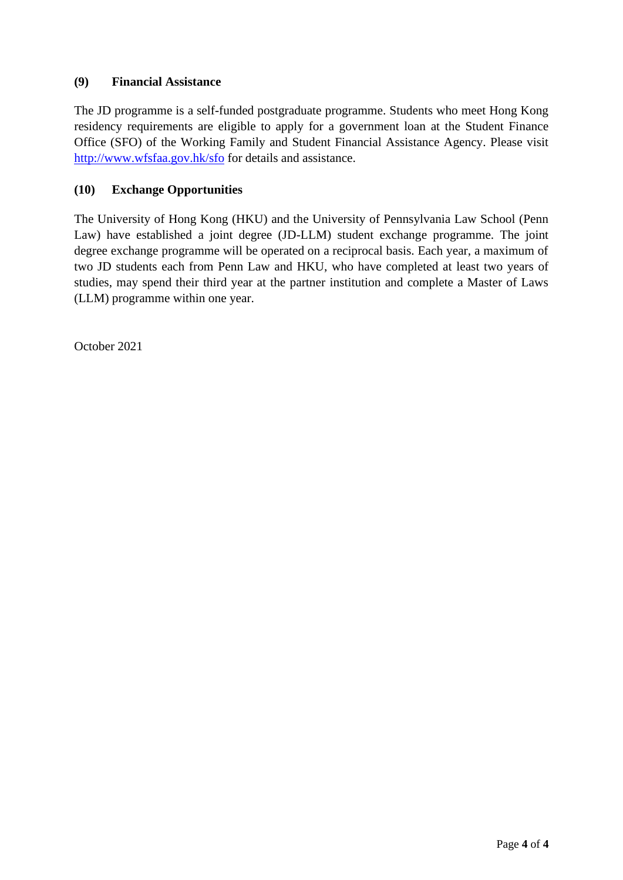### (9) Financial Assistance

The JD programme is a self-funded postgraduate programme. Students who meet Hong Kong residency requirements are eligible to apply for a government loan at the Student Finance Office (SFO) of the Working Family and Student Financial Assistance Agency. Please visit http://www.wfsfaa.gov.hk/sfo for details and assistance.

### (10) Exchange Opportunities

The University of Hong Kong (HKU) and the University of Pennsylvania Law School (Penn Law) have established a joint degree (JD-LLM) student exchange programme. The joint degree exchange programme will be operated on a reciprocal basis. Each year, a maximum of two JD students each from Penn Law and HKU, who have completed at least two years of studies, may spend their third year at the partner institution and complete a Master of Laws (LLM) programme within one year.

October 2021